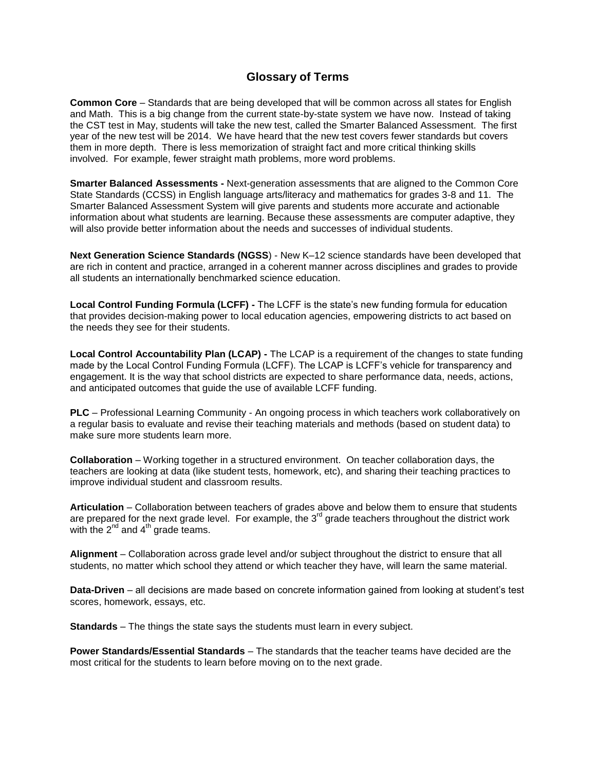# Glossary of Terms

**Common Core** – Standards that are being developed that will be common across all states for English and Math. This is a big change from the current state-by-state system we have now. Instead of taking the CST test in May, students will take the new test, called the Smarter Balanced Assessment. The first year of the new test will be 2014. We have heard that the new test covers fewer standards but covers them in more depth. There is less memorization of straight fact and more critical thinking skills involved. For example, fewer straight math problems, more word problems.

**Smarter Balanced Assessments -** Next-generation assessments that are aligned to the Common Core State Standards (CCSS) in English language arts/literacy and mathematics for grades 3-8 and 11. The Smarter Balanced Assessment System will give parents and students more accurate and actionable information about what students are learning. Because these assessments are computer adaptive, they will also provide better information about the needs and successes of individual students.

**Next Generation Science Standards (NGSS**) - New K–12 science standards have been developed that are rich in content and practice, arranged in a coherent manner across disciplines and grades to provide all students an internationally benchmarked science education.

**Local Control Funding Formula (LCFF) -** The LCFF is the state's new funding formula for education that provides decision-making power to local education agencies, empowering districts to act based on the needs they see for their students.

**Local Control Accountability Plan (LCAP) -** The LCAP is a requirement of the changes to state funding made by the Local Control Funding Formula (LCFF). The LCAP is LCFF's vehicle for transparency and engagement. It is the way that school districts are expected to share performance data, needs, actions, and anticipated outcomes that guide the use of available LCFF funding.

**PLC** – Professional Learning Community - An ongoing process in which teachers work collaboratively on a regular basis to evaluate and revise their teaching materials and methods (based on student data) to make sure more students learn more.

**Collaboration** – Working together in a structured environment. On teacher collaboration days, the teachers are looking at data (like student tests, homework, etc), and sharing their teaching practices to improve individual student and classroom results.

**Articulation** – Collaboration between teachers of grades above and below them to ensure that students are prepared for the next grade level. For example, the 3rd grade teachers throughout the district work with the 2nd and 4th grade teams.

**Alignment** – Collaboration across grade level and/or subject throughout the district to ensure that all students, no matter which school they attend or which teacher they have, will learn the same material.

**Data-Driven** – all decisions are made based on concrete information gained from looking at student's test scores, homework, essays, etc.

**Standards** – The things the state says the students must learn in every subject.

**Power Standards/Essential Standards** – The standards that the teacher teams have decided are the most critical for the students to learn before moving on to the next grade.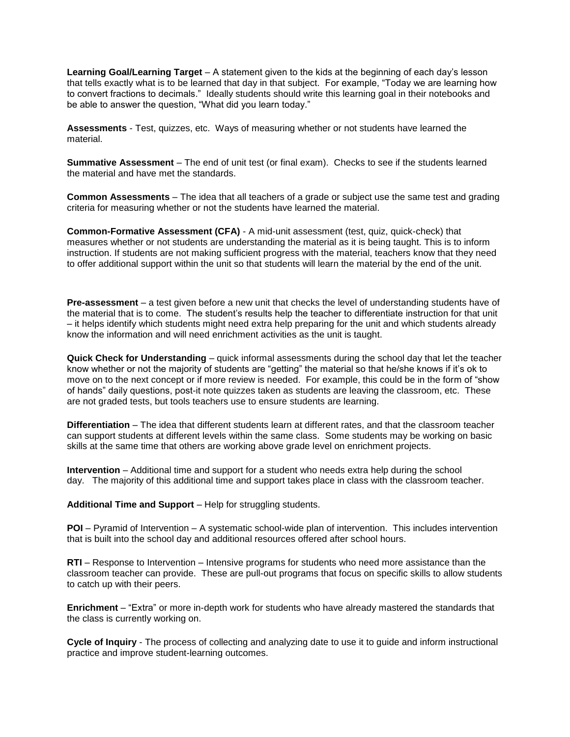**Learning Goal/Learning Target** – A statement given to the kids at the beginning of each day's lesson that tells exactly what is to be learned that day in that subject. For example, "Today we are learning how to convert fractions to decimals." Ideally students should write this learning goal in their notebooks and be able to answer the question, "What did you learn today."

**Assessments** - Test, quizzes, etc. Ways of measuring whether or not students have learned the material.

**Summative Assessment** – The end of unit test (or final exam). Checks to see if the students learned the material and have met the standards.

**Common Assessments** – The idea that all teachers of a grade or subject use the same test and grading criteria for measuring whether or not the students have learned the material.

**Common-Formative Assessment (CFA)** - A mid-unit assessment (test, quiz, quick-check) that measures whether or not students are understanding the material as it is being taught. This is to inform instruction. If students are not making sufficient progress with the material, teachers know that they need to offer additional support within the unit so that students will learn the material by the end of the unit.

**Pre-assessment** – a test given before a new unit that checks the level of understanding students have of the material that is to come. The student's results help the teacher to differentiate instruction for that unit – it helps identify which students might need extra help preparing for the unit and which students already know the information and will need enrichment activities as the unit is taught.

**Quick Check for Understanding** – quick informal assessments during the school day that let the teacher know whether or not the majority of students are "getting" the material so that he/she knows if it's ok to move on to the next concept or if more review is needed. For example, this could be in the form of "show of hands" daily questions, post-it note quizzes taken as students are leaving the classroom, etc. These are not graded tests, but tools teachers use to ensure students are learning.

**Differentiation** – The idea that different students learn at different rates, and that the classroom teacher can support students at different levels within the same class. Some students may be working on basic skills at the same time that others are working above grade level on enrichment projects.

**Intervention** – Additional time and support for a student who needs extra help during the school day. The majority of this additional time and support takes place in class with the classroom teacher.

**Additional Time and Support** – Help for struggling students.

**POI** – Pyramid of Intervention – A systematic school-wide plan of intervention. This includes intervention that is built into the school day and additional resources offered after school hours.

**RTI** – Response to Intervention – Intensive programs for students who need more assistance than the classroom teacher can provide. These are pull-out programs that focus on specific skills to allow students to catch up with their peers.

**Enrichment** – "Extra" or more in-depth work for students who have already mastered the standards that the class is currently working on.

**Cycle of Inquiry** - The process of collecting and analyzing date to use it to guide and inform instructional practice and improve student-learning outcomes.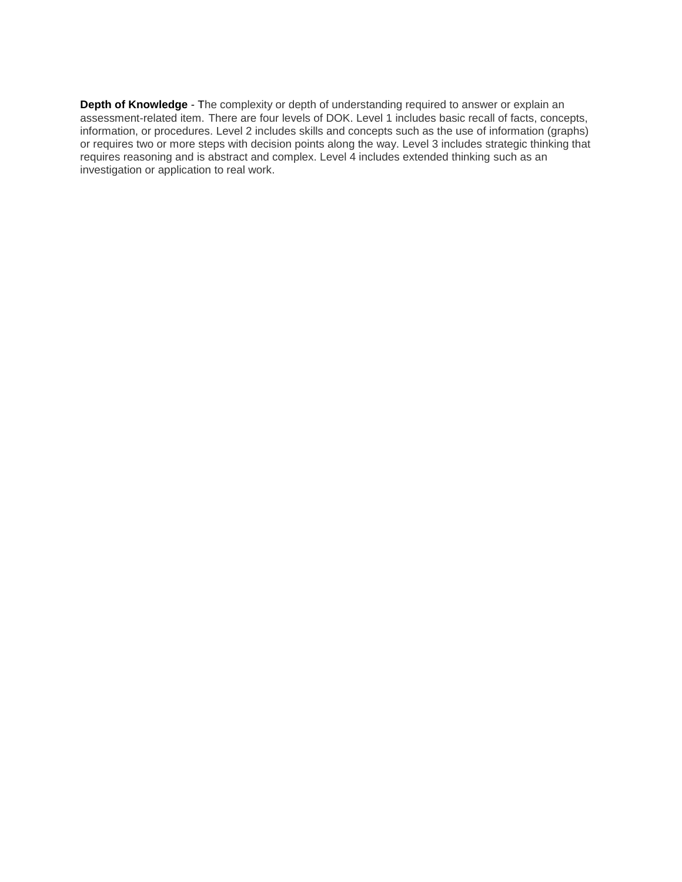**Depth of Knowledge** - The complexity or depth of understanding required to answer or explain an assessment-related item. There are four levels of DOK. Level 1 includes basic recall of facts, concepts, information, or procedures. Level 2 includes skills and concepts such as the use of information (graphs) or requires two or more steps with decision points along the way. Level 3 includes strategic thinking that requires reasoning and is abstract and complex. Level 4 includes extended thinking such as an investigation or application to real work.